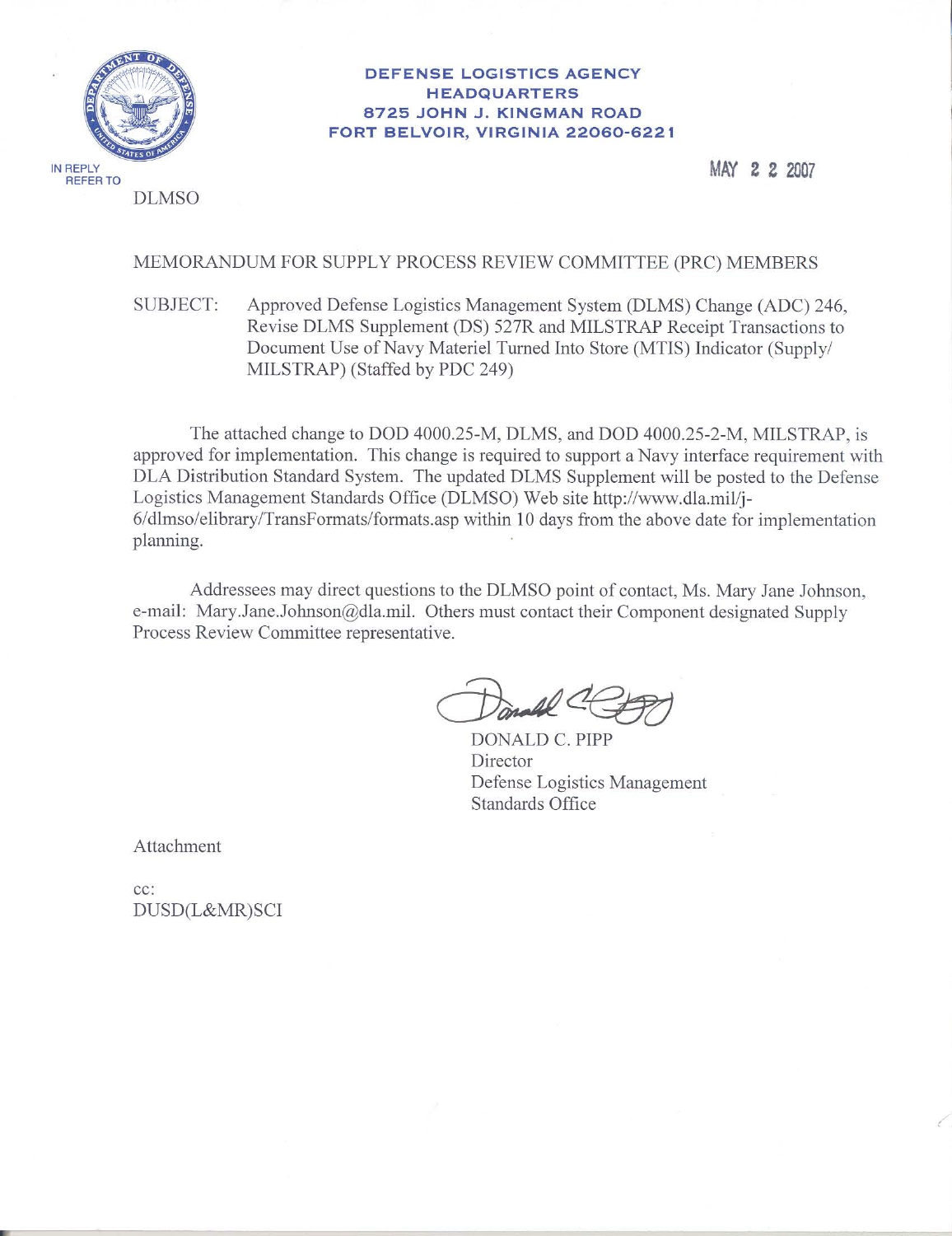**DEFENSE LOGISTICS AGENCY**
**HEADQUARTERS**
**8725 JOHN J. KINGMAN ROAD**
**FORT BELVOIR, VIRGINIA 22060-6221**

IN REPLY REFER TO
DLMSO

MAY 22 2007

MEMORANDUM FOR SUPPLY PROCESS REVIEW COMMITTEE (PRC) MEMBERS

SUBJECT: Approved Defense Logistics Management System (DLMS) Change (ADC) 246, Revise DLMS Supplement (DS) 527R and MILSTRAP Receipt Transactions to Document Use of Navy Materiel Turned Into Store (MTIS) Indicator (Supply/ MILSTRAP) (Staffed by PDC 249)

The attached change to DOD 4000.25-M, DLMS, and DOD 4000.25-2-M, MILSTRAP, is approved for implementation. This change is required to support a Navy interface requirement with DLA Distribution Standard System. The updated DLMS Supplement will be posted to the Defense Logistics Management Standards Office (DLMSO) Web site http://www.dla.mil/j-6/dlmso/elibrary/TransFormats/formats.asp within 10 days from the above date for implementation planning.

Addressees may direct questions to the DLMSO point of contact, Ms. Mary Jane Johnson, e-mail: Mary.Jane.Johnson@dla.mil. Others must contact their Component designated Supply Process Review Committee representative.

DONALD C. PIPP
Director
Defense Logistics Management
Standards Office

Attachment

cc:
DUSD(L&MR)SCI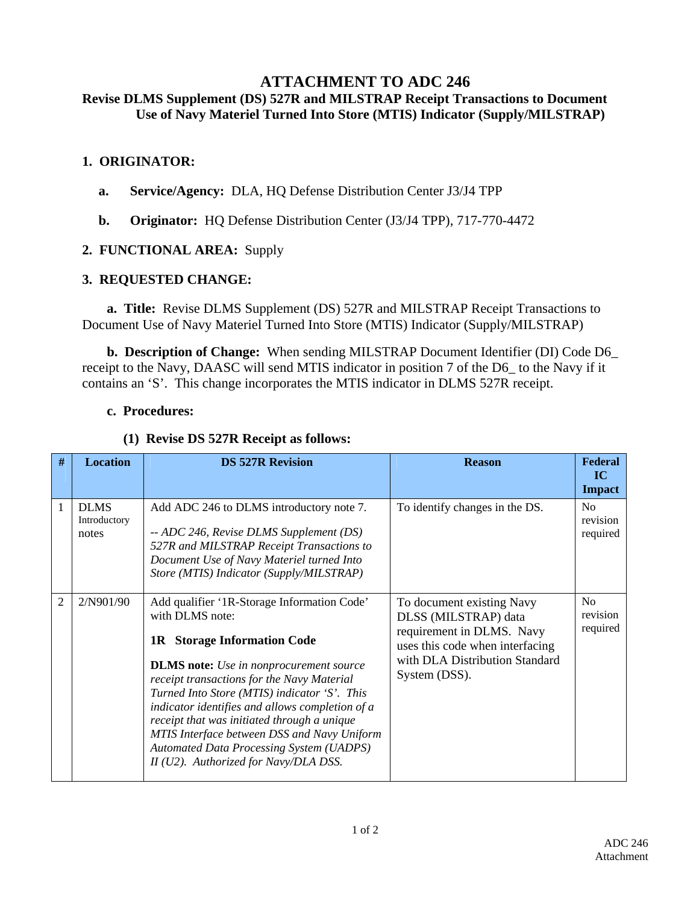# ATTACHMENT TO ADC 246

### Revise DLMS Supplement (DS) 527R and MILSTRAP Receipt Transactions to Document Use of Navy Materiel Turned Into Store (MTIS) Indicator (Supply/MILSTRAP)

**1. ORIGINATOR:**

**a. Service/Agency:** DLA, HQ Defense Distribution Center J3/J4 TPP

**b. Originator:** HQ Defense Distribution Center (J3/J4 TPP), 717-770-4472

**2. FUNCTIONAL AREA:** Supply

**3. REQUESTED CHANGE:**

**a. Title:** Revise DLMS Supplement (DS) 527R and MILSTRAP Receipt Transactions to Document Use of Navy Materiel Turned Into Store (MTIS) Indicator (Supply/MILSTRAP)

**b. Description of Change:** When sending MILSTRAP Document Identifier (DI) Code D6_ receipt to the Navy, DAASC will send MTIS indicator in position 7 of the D6_ to the Navy if it contains an 'S'. This change incorporates the MTIS indicator in DLMS 527R receipt.

**c. Procedures:**

**(1) Revise DS 527R Receipt as follows:**

| # | Location | DS 527R Revision | Reason | Federal IC Impact |
|---|---|---|---|---|
| 1 | DLMS Introductory notes | Add ADC 246 to DLMS introductory note 7.<br><br>*-- ADC 246, Revise DLMS Supplement (DS) 527R and MILSTRAP Receipt Transactions to Document Use of Navy Materiel turned Into Store (MTIS) Indicator (Supply/MILSTRAP)* | To identify changes in the DS. | No revision required |
| 2 | 2/N901/90 | Add qualifier '1R-Storage Information Code' with DLMS note:<br><br>**1R Storage Information Code**<br><br>**DLMS note:** *Use in nonprocurement source receipt transactions for the Navy Material Turned Into Store (MTIS) indicator 'S'. This indicator identifies and allows completion of a receipt that was initiated through a unique MTIS Interface between DSS and Navy Uniform Automated Data Processing System (UADPS) II (U2). Authorized for Navy/DLA DSS.* | To document existing Navy DLSS (MILSTRAP) data requirement in DLMS. Navy uses this code when interfacing with DLA Distribution Standard System (DSS). | No revision required |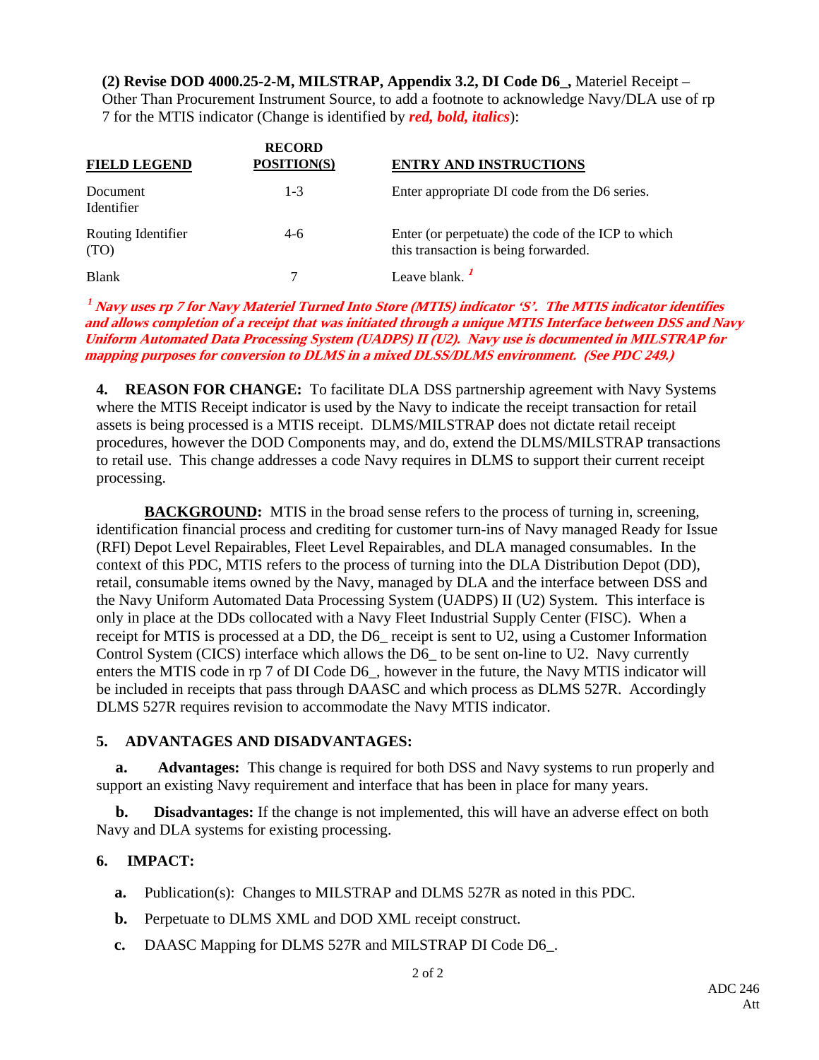**(2) Revise DOD 4000.25-2-M, MILSTRAP, Appendix 3.2, DI Code D6_,** Materiel Receipt – Other Than Procurement Instrument Source, to add a footnote to acknowledge Navy/DLA use of rp 7 for the MTIS indicator (Change is identified by ***red, bold, italics***):

| FIELD LEGEND | RECORD POSITION(S) | ENTRY AND INSTRUCTIONS |
|---|---|---|
| Document Identifier | 1-3 | Enter appropriate DI code from the D6 series. |
| Routing Identifier (TO) | 4-6 | Enter (or perpetuate) the code of the ICP to which this transaction is being forwarded. |
| Blank | 7 | Leave blank. [1] |

***[1] Navy uses rp 7 for Navy Materiel Turned Into Store (MTIS) indicator 'S'. The MTIS indicator identifies and allows completion of a receipt that was initiated through a unique MTIS Interface between DSS and Navy Uniform Automated Data Processing System (UADPS) II (U2). Navy use is documented in MILSTRAP for mapping purposes for conversion to DLMS in a mixed DLSS/DLMS environment. (See PDC 249.)***

**4. REASON FOR CHANGE:** To facilitate DLA DSS partnership agreement with Navy Systems where the MTIS Receipt indicator is used by the Navy to indicate the receipt transaction for retail assets is being processed is a MTIS receipt. DLMS/MILSTRAP does not dictate retail receipt procedures, however the DOD Components may, and do, extend the DLMS/MILSTRAP transactions to retail use. This change addresses a code Navy requires in DLMS to support their current receipt processing.

**BACKGROUND:** MTIS in the broad sense refers to the process of turning in, screening, identification financial process and crediting for customer turn-ins of Navy managed Ready for Issue (RFI) Depot Level Repairables, Fleet Level Repairables, and DLA managed consumables. In the context of this PDC, MTIS refers to the process of turning into the DLA Distribution Depot (DD), retail, consumable items owned by the Navy, managed by DLA and the interface between DSS and the Navy Uniform Automated Data Processing System (UADPS) II (U2) System. This interface is only in place at the DDs collocated with a Navy Fleet Industrial Supply Center (FISC). When a receipt for MTIS is processed at a DD, the D6_ receipt is sent to U2, using a Customer Information Control System (CICS) interface which allows the D6_ to be sent on-line to U2. Navy currently enters the MTIS code in rp 7 of DI Code D6_, however in the future, the Navy MTIS indicator will be included in receipts that pass through DAASC and which process as DLMS 527R. Accordingly DLMS 527R requires revision to accommodate the Navy MTIS indicator.

**5. ADVANTAGES AND DISADVANTAGES:**

**a. Advantages:** This change is required for both DSS and Navy systems to run properly and support an existing Navy requirement and interface that has been in place for many years.

**b. Disadvantages:** If the change is not implemented, this will have an adverse effect on both Navy and DLA systems for existing processing.

**6. IMPACT:**

**a.** Publication(s): Changes to MILSTRAP and DLMS 527R as noted in this PDC.

**b.** Perpetuate to DLMS XML and DOD XML receipt construct.

**c.** DAASC Mapping for DLMS 527R and MILSTRAP DI Code D6_.